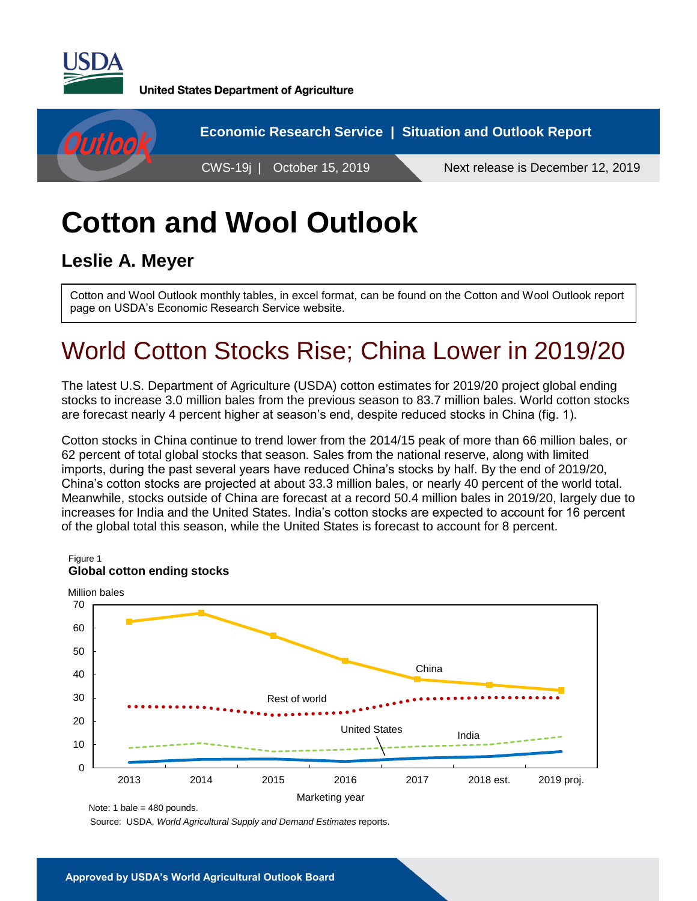United States Department of Agriculture

Economic Research Service | Situation and Outlook Report

CWS-19j | October 15, 2019 Next release is December 12, 2019

# Cotton and Wool Outlook

## Leslie A. Meyer

Cotton and Wool Outlook monthly tables, in excel format, can be found on the Cotton and Wool Outlook report page on USDA's Economic Research Service website.

# World Cotton Stocks Rise; China Lower in 2019/20

The latest U.S. Department of Agriculture (USDA) cotton estimates for 2019/20 project global ending stocks to increase 3.0 million bales from the previous season to 83.7 million bales. World cotton stocks are forecast nearly 4 percent higher at season's end, despite reduced stocks in China (fig. 1).

Cotton stocks in China continue to trend lower from the 2014/15 peak of more than 66 million bales, or 62 percent of total global stocks that season. Sales from the national reserve, along with limited imports, during the past several years have reduced China's stocks by half. By the end of 2019/20, China's cotton stocks are projected at about 33.3 million bales, or nearly 40 percent of the world total. Meanwhile, stocks outside of China are forecast at a record 50.4 million bales in 2019/20, largely due to increases for India and the United States. India's cotton stocks are expected to account for 16 percent of the global total this season, while the United States is forecast to account for 8 percent.

Figure 1
**Global cotton ending stocks**

Note: 1 bale = 480 pounds.
Source: USDA, *World Agricultural Supply and Demand Estimates* reports.

**Approved by USDA's World Agricultural Outlook Board**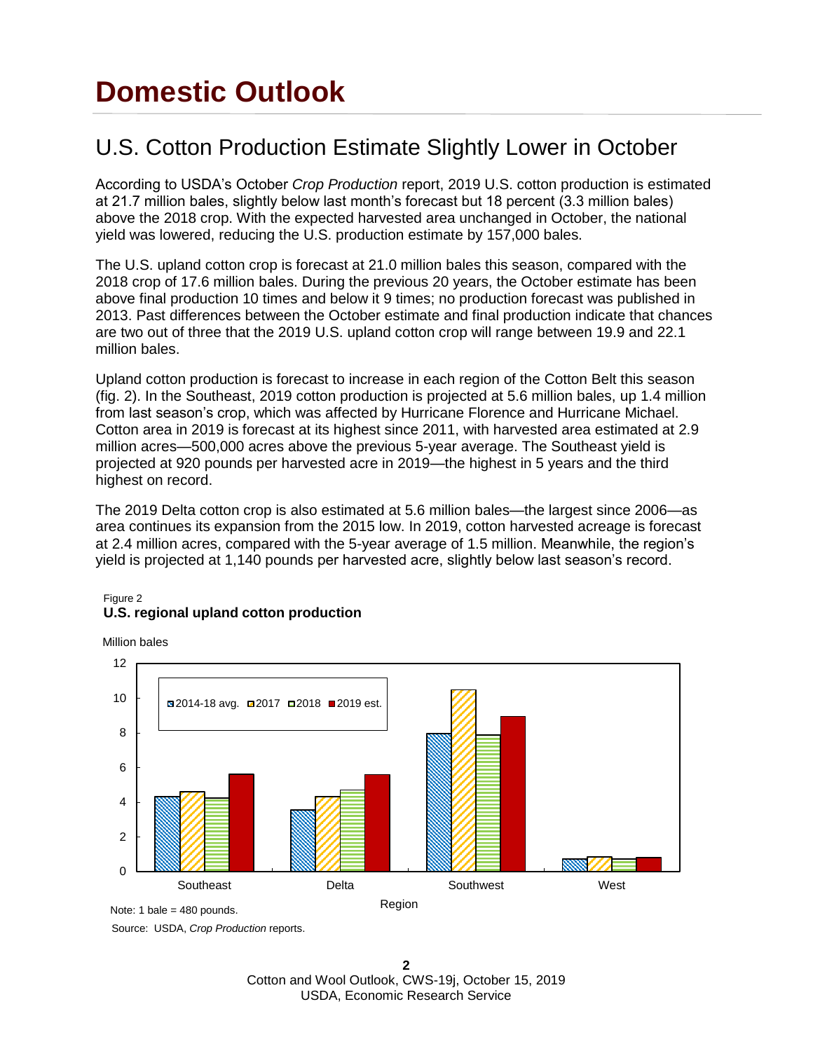# Domestic Outlook

## U.S. Cotton Production Estimate Slightly Lower in October

According to USDA's October *Crop Production* report, 2019 U.S. cotton production is estimated at 21.7 million bales, slightly below last month's forecast but 18 percent (3.3 million bales) above the 2018 crop. With the expected harvested area unchanged in October, the national yield was lowered, reducing the U.S. production estimate by 157,000 bales.

The U.S. upland cotton crop is forecast at 21.0 million bales this season, compared with the 2018 crop of 17.6 million bales. During the previous 20 years, the October estimate has been above final production 10 times and below it 9 times; no production forecast was published in 2013. Past differences between the October estimate and final production indicate that chances are two out of three that the 2019 U.S. upland cotton crop will range between 19.9 and 22.1 million bales.

Upland cotton production is forecast to increase in each region of the Cotton Belt this season (fig. 2). In the Southeast, 2019 cotton production is projected at 5.6 million bales, up 1.4 million from last season's crop, which was affected by Hurricane Florence and Hurricane Michael. Cotton area in 2019 is forecast at its highest since 2011, with harvested area estimated at 2.9 million acres—500,000 acres above the previous 5-year average. The Southeast yield is projected at 920 pounds per harvested acre in 2019—the highest in 5 years and the third highest on record.

The 2019 Delta cotton crop is also estimated at 5.6 million bales—the largest since 2006—as area continues its expansion from the 2015 low. In 2019, cotton harvested acreage is forecast at 2.4 million acres, compared with the 5-year average of 1.5 million. Meanwhile, the region's yield is projected at 1,140 pounds per harvested acre, slightly below last season's record.

Figure 2

**U.S. regional upland cotton production**

Million bales

| Region | 2014-18 avg. | 2017 | 2018 | 2019 est. |
|---|---|---|---|---|
| Southeast | 4.3 | 4.6 | 4.2 | 5.6 |
| Delta | 3.5 | 4.3 | 4.7 | 5.6 |
| Southwest | 8.0 | 10.5 | 7.9 | 9.0 |
| West | 0.7 | 0.8 | 0.7 | 0.8 |

Note: 1 bale = 480 pounds.

Source: USDA, *Crop Production* reports.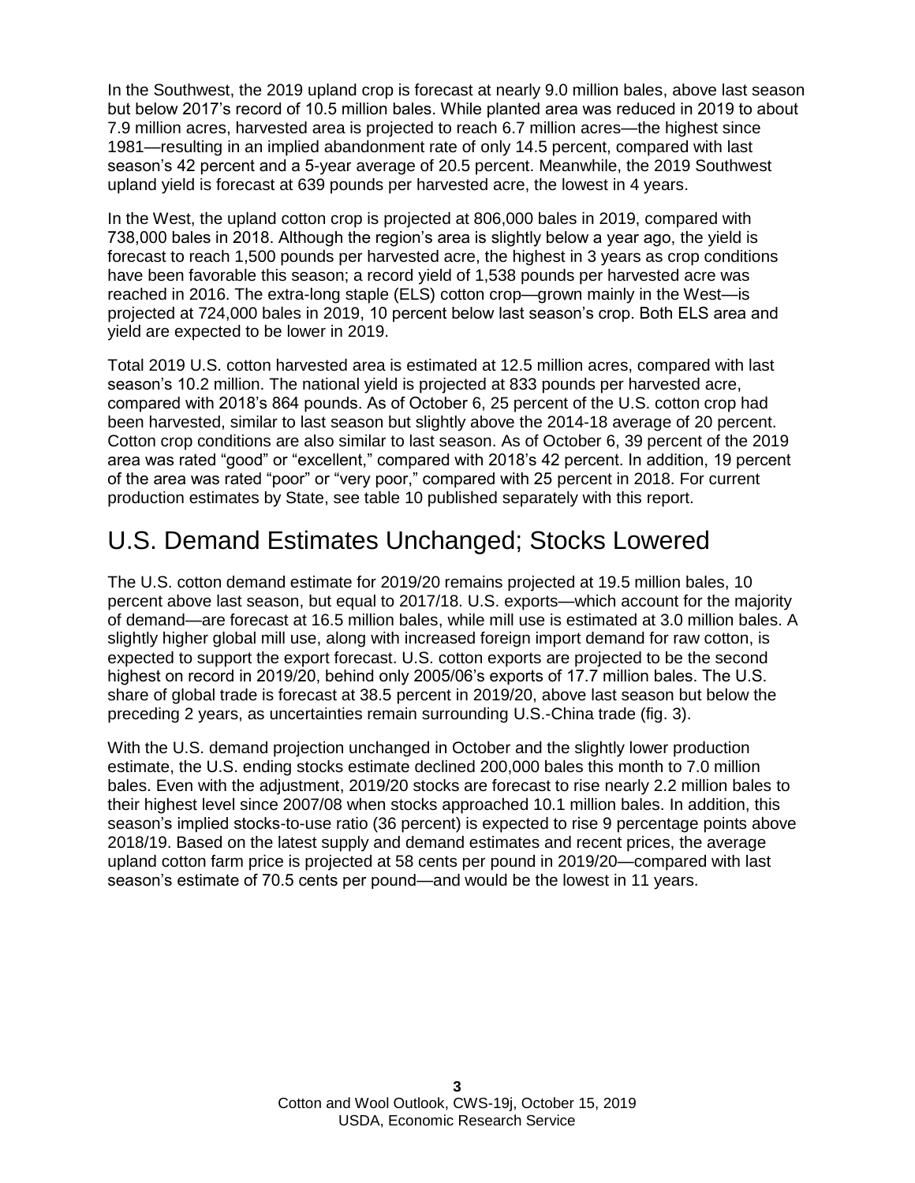In the Southwest, the 2019 upland crop is forecast at nearly 9.0 million bales, above last season but below 2017's record of 10.5 million bales. While planted area was reduced in 2019 to about 7.9 million acres, harvested area is projected to reach 6.7 million acres—the highest since 1981—resulting in an implied abandonment rate of only 14.5 percent, compared with last season's 42 percent and a 5-year average of 20.5 percent. Meanwhile, the 2019 Southwest upland yield is forecast at 639 pounds per harvested acre, the lowest in 4 years.

In the West, the upland cotton crop is projected at 806,000 bales in 2019, compared with 738,000 bales in 2018. Although the region's area is slightly below a year ago, the yield is forecast to reach 1,500 pounds per harvested acre, the highest in 3 years as crop conditions have been favorable this season; a record yield of 1,538 pounds per harvested acre was reached in 2016. The extra-long staple (ELS) cotton crop—grown mainly in the West—is projected at 724,000 bales in 2019, 10 percent below last season's crop. Both ELS area and yield are expected to be lower in 2019.

Total 2019 U.S. cotton harvested area is estimated at 12.5 million acres, compared with last season's 10.2 million. The national yield is projected at 833 pounds per harvested acre, compared with 2018's 864 pounds. As of October 6, 25 percent of the U.S. cotton crop had been harvested, similar to last season but slightly above the 2014-18 average of 20 percent. Cotton crop conditions are also similar to last season. As of October 6, 39 percent of the 2019 area was rated "good" or "excellent," compared with 2018's 42 percent. In addition, 19 percent of the area was rated "poor" or "very poor," compared with 25 percent in 2018. For current production estimates by State, see table 10 published separately with this report.

# U.S. Demand Estimates Unchanged; Stocks Lowered

The U.S. cotton demand estimate for 2019/20 remains projected at 19.5 million bales, 10 percent above last season, but equal to 2017/18. U.S. exports—which account for the majority of demand—are forecast at 16.5 million bales, while mill use is estimated at 3.0 million bales. A slightly higher global mill use, along with increased foreign import demand for raw cotton, is expected to support the export forecast. U.S. cotton exports are projected to be the second highest on record in 2019/20, behind only 2005/06's exports of 17.7 million bales. The U.S. share of global trade is forecast at 38.5 percent in 2019/20, above last season but below the preceding 2 years, as uncertainties remain surrounding U.S.-China trade (fig. 3).

With the U.S. demand projection unchanged in October and the slightly lower production estimate, the U.S. ending stocks estimate declined 200,000 bales this month to 7.0 million bales. Even with the adjustment, 2019/20 stocks are forecast to rise nearly 2.2 million bales to their highest level since 2007/08 when stocks approached 10.1 million bales. In addition, this season's implied stocks-to-use ratio (36 percent) is expected to rise 9 percentage points above 2018/19. Based on the latest supply and demand estimates and recent prices, the average upland cotton farm price is projected at 58 cents per pound in 2019/20—compared with last season's estimate of 70.5 cents per pound—and would be the lowest in 11 years.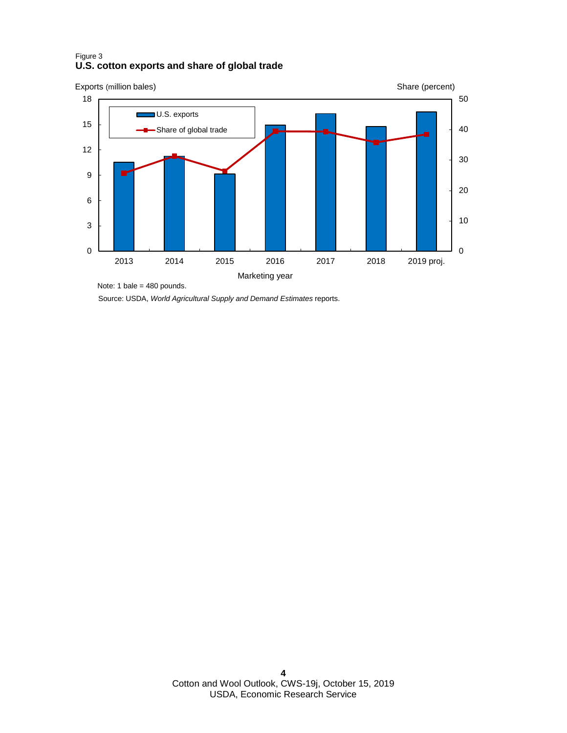Figure 3
**U.S. cotton exports and share of global trade**

Note: 1 bale = 480 pounds.

Source: USDA, *World Agricultural Supply and Demand Estimates* reports.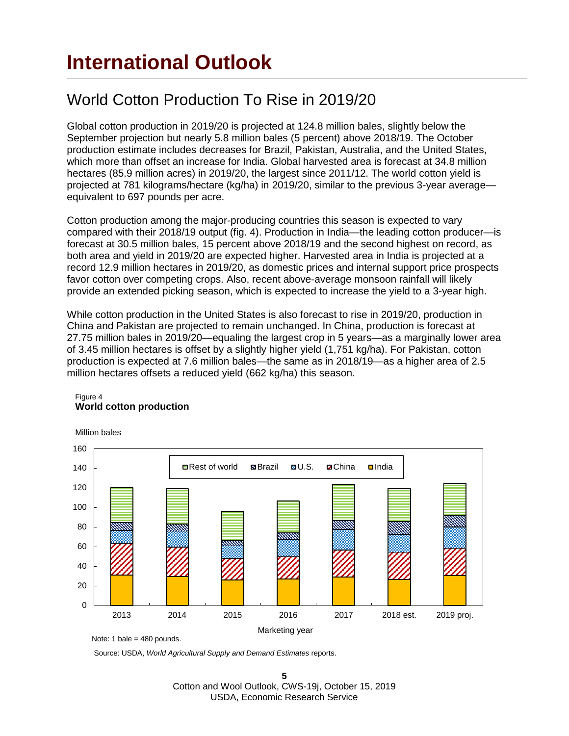# International Outlook

## World Cotton Production To Rise in 2019/20

Global cotton production in 2019/20 is projected at 124.8 million bales, slightly below the September projection but nearly 5.8 million bales (5 percent) above 2018/19. The October production estimate includes decreases for Brazil, Pakistan, Australia, and the United States, which more than offset an increase for India. Global harvested area is forecast at 34.8 million hectares (85.9 million acres) in 2019/20, the largest since 2011/12. The world cotton yield is projected at 781 kilograms/hectare (kg/ha) in 2019/20, similar to the previous 3-year average—equivalent to 697 pounds per acre.

Cotton production among the major-producing countries this season is expected to vary compared with their 2018/19 output (fig. 4). Production in India—the leading cotton producer—is forecast at 30.5 million bales, 15 percent above 2018/19 and the second highest on record, as both area and yield in 2019/20 are expected higher. Harvested area in India is projected at a record 12.9 million hectares in 2019/20, as domestic prices and internal support price prospects favor cotton over competing crops. Also, recent above-average monsoon rainfall will likely provide an extended picking season, which is expected to increase the yield to a 3-year high.

While cotton production in the United States is also forecast to rise in 2019/20, production in China and Pakistan are projected to remain unchanged. In China, production is forecast at 27.75 million bales in 2019/20—equaling the largest crop in 5 years—as a marginally lower area of 3.45 million hectares is offset by a slightly higher yield (1,751 kg/ha). For Pakistan, cotton production is expected at 7.6 million bales—the same as in 2018/19—as a higher area of 2.5 million hectares offsets a reduced yield (662 kg/ha) this season.

Figure 4
**World cotton production**

Million bales

Legend: Rest of world, Brazil, U.S., China, India

Marketing year: 2013, 2014, 2015, 2016, 2017, 2018 est., 2019 proj.

Note: 1 bale = 480 pounds.

Source: USDA, *World Agricultural Supply and Demand Estimates* reports.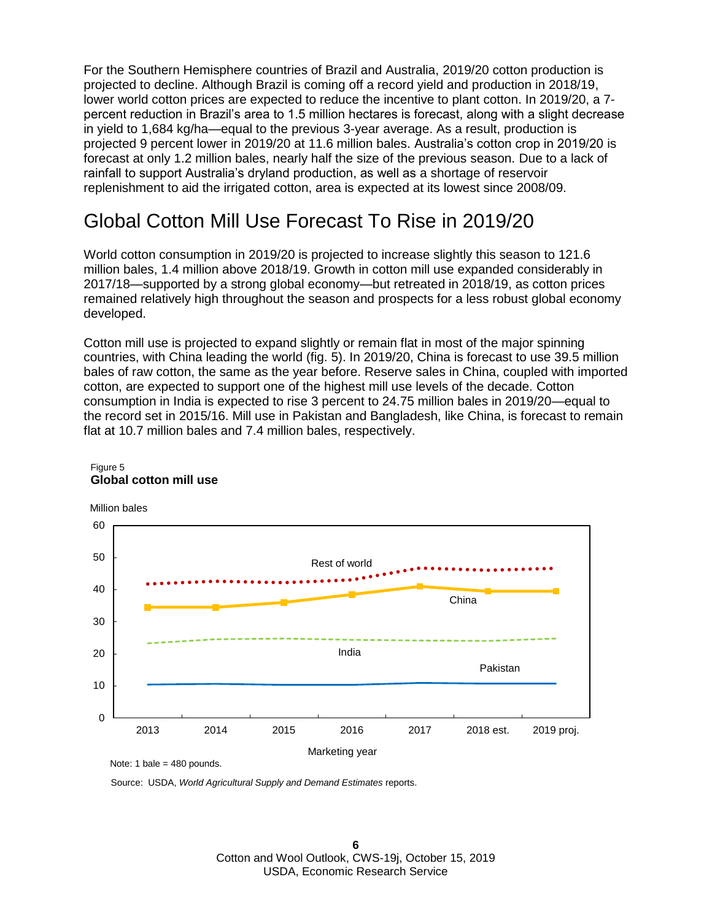For the Southern Hemisphere countries of Brazil and Australia, 2019/20 cotton production is projected to decline. Although Brazil is coming off a record yield and production in 2018/19, lower world cotton prices are expected to reduce the incentive to plant cotton. In 2019/20, a 7-percent reduction in Brazil's area to 1.5 million hectares is forecast, along with a slight decrease in yield to 1,684 kg/ha—equal to the previous 3-year average. As a result, production is projected 9 percent lower in 2019/20 at 11.6 million bales. Australia's cotton crop in 2019/20 is forecast at only 1.2 million bales, nearly half the size of the previous season. Due to a lack of rainfall to support Australia's dryland production, as well as a shortage of reservoir replenishment to aid the irrigated cotton, area is expected at its lowest since 2008/09.

# Global Cotton Mill Use Forecast To Rise in 2019/20

World cotton consumption in 2019/20 is projected to increase slightly this season to 121.6 million bales, 1.4 million above 2018/19. Growth in cotton mill use expanded considerably in 2017/18—supported by a strong global economy—but retreated in 2018/19, as cotton prices remained relatively high throughout the season and prospects for a less robust global economy developed.

Cotton mill use is projected to expand slightly or remain flat in most of the major spinning countries, with China leading the world (fig. 5). In 2019/20, China is forecast to use 39.5 million bales of raw cotton, the same as the year before. Reserve sales in China, coupled with imported cotton, are expected to support one of the highest mill use levels of the decade. Cotton consumption in India is expected to rise 3 percent to 24.75 million bales in 2019/20—equal to the record set in 2015/16. Mill use in Pakistan and Bangladesh, like China, is forecast to remain flat at 10.7 million bales and 7.4 million bales, respectively.

Figure 5
**Global cotton mill use**

Million bales

Rest of world, China, India, Pakistan — Marketing year: 2013, 2014, 2015, 2016, 2017, 2018 est., 2019 proj.

Note: 1 bale = 480 pounds.

Source: USDA, *World Agricultural Supply and Demand Estimates* reports.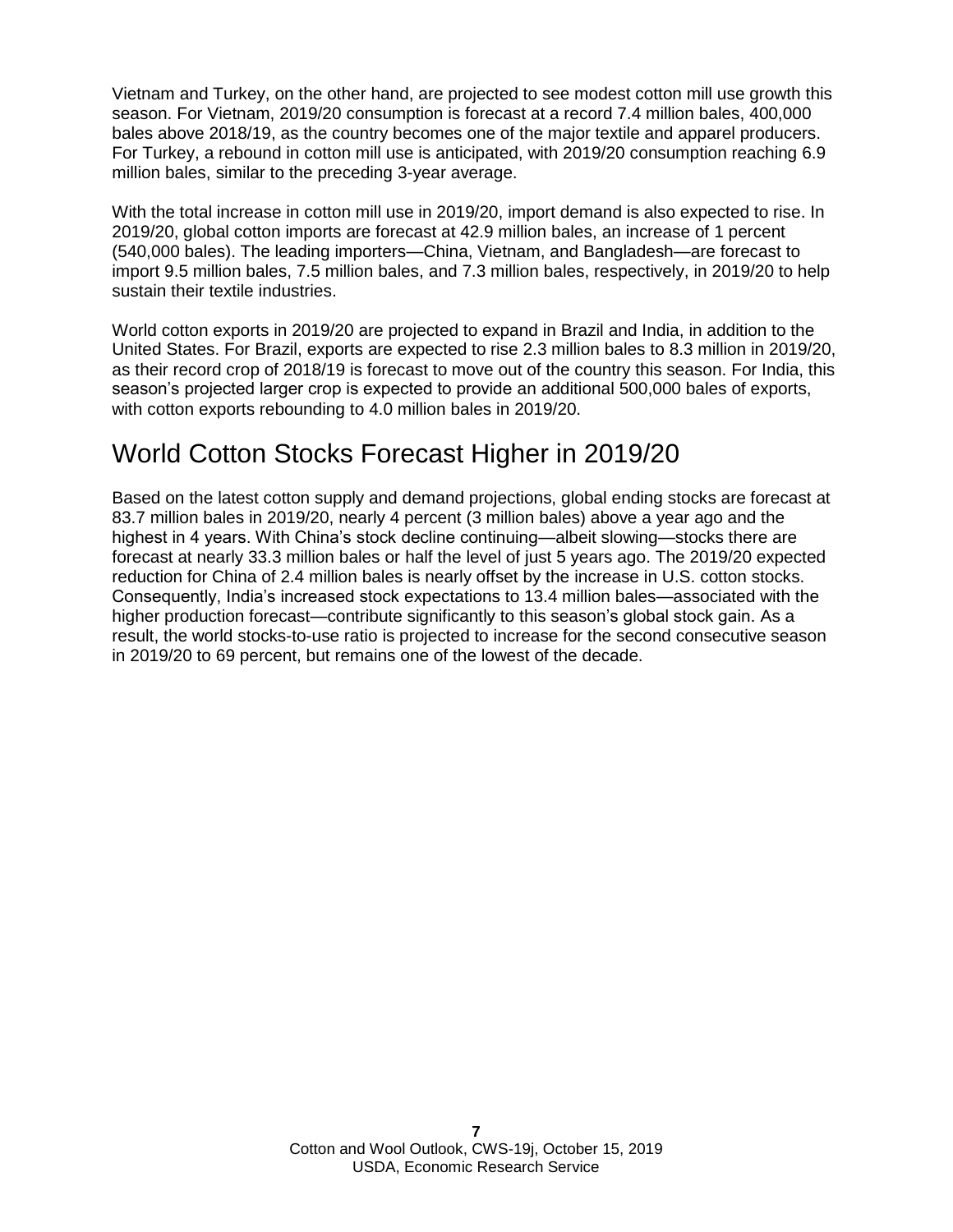Vietnam and Turkey, on the other hand, are projected to see modest cotton mill use growth this season. For Vietnam, 2019/20 consumption is forecast at a record 7.4 million bales, 400,000 bales above 2018/19, as the country becomes one of the major textile and apparel producers. For Turkey, a rebound in cotton mill use is anticipated, with 2019/20 consumption reaching 6.9 million bales, similar to the preceding 3-year average.

With the total increase in cotton mill use in 2019/20, import demand is also expected to rise. In 2019/20, global cotton imports are forecast at 42.9 million bales, an increase of 1 percent (540,000 bales). The leading importers—China, Vietnam, and Bangladesh—are forecast to import 9.5 million bales, 7.5 million bales, and 7.3 million bales, respectively, in 2019/20 to help sustain their textile industries.

World cotton exports in 2019/20 are projected to expand in Brazil and India, in addition to the United States. For Brazil, exports are expected to rise 2.3 million bales to 8.3 million in 2019/20, as their record crop of 2018/19 is forecast to move out of the country this season. For India, this season's projected larger crop is expected to provide an additional 500,000 bales of exports, with cotton exports rebounding to 4.0 million bales in 2019/20.

## World Cotton Stocks Forecast Higher in 2019/20

Based on the latest cotton supply and demand projections, global ending stocks are forecast at 83.7 million bales in 2019/20, nearly 4 percent (3 million bales) above a year ago and the highest in 4 years. With China's stock decline continuing—albeit slowing—stocks there are forecast at nearly 33.3 million bales or half the level of just 5 years ago. The 2019/20 expected reduction for China of 2.4 million bales is nearly offset by the increase in U.S. cotton stocks. Consequently, India's increased stock expectations to 13.4 million bales—associated with the higher production forecast—contribute significantly to this season's global stock gain. As a result, the world stocks-to-use ratio is projected to increase for the second consecutive season in 2019/20 to 69 percent, but remains one of the lowest of the decade.